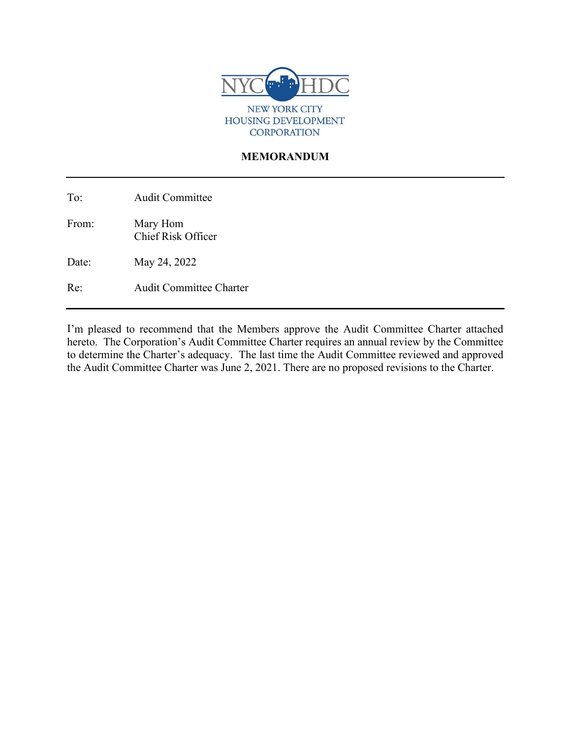NYC HDC

NEW YORK CITY
HOUSING DEVELOPMENT
CORPORATION

**MEMORANDUM**

---

To: Audit Committee

From: Mary Hom
Chief Risk Officer

Date: May 24, 2022

Re: Audit Committee Charter

---

I'm pleased to recommend that the Members approve the Audit Committee Charter attached hereto. The Corporation's Audit Committee Charter requires an annual review by the Committee to determine the Charter's adequacy. The last time the Audit Committee reviewed and approved the Audit Committee Charter was June 2, 2021. There are no proposed revisions to the Charter.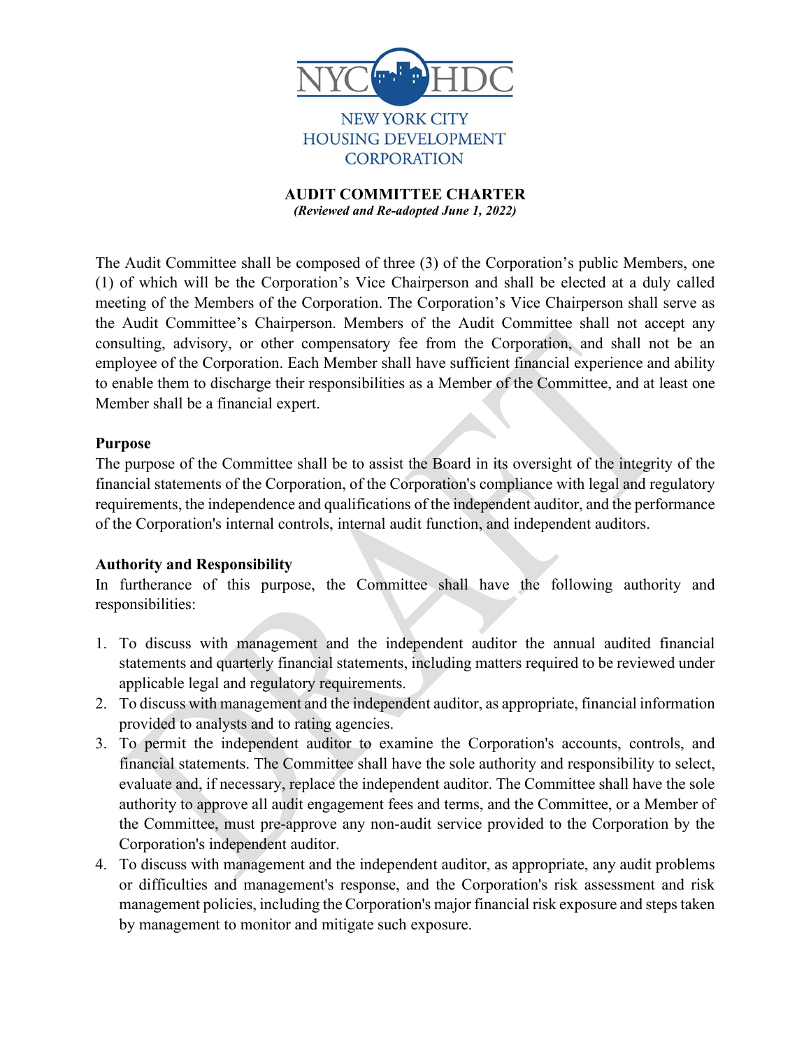# AUDIT COMMITTEE CHARTER

***(Reviewed and Re-adopted June 1, 2022)***

The Audit Committee shall be composed of three (3) of the Corporation's public Members, one (1) of which will be the Corporation's Vice Chairperson and shall be elected at a duly called meeting of the Members of the Corporation. The Corporation's Vice Chairperson shall serve as the Audit Committee's Chairperson. Members of the Audit Committee shall not accept any consulting, advisory, or other compensatory fee from the Corporation, and shall not be an employee of the Corporation. Each Member shall have sufficient financial experience and ability to enable them to discharge their responsibilities as a Member of the Committee, and at least one Member shall be a financial expert.

**Purpose**

The purpose of the Committee shall be to assist the Board in its oversight of the integrity of the financial statements of the Corporation, of the Corporation's compliance with legal and regulatory requirements, the independence and qualifications of the independent auditor, and the performance of the Corporation's internal controls, internal audit function, and independent auditors.

**Authority and Responsibility**

In furtherance of this purpose, the Committee shall have the following authority and responsibilities:

1. To discuss with management and the independent auditor the annual audited financial statements and quarterly financial statements, including matters required to be reviewed under applicable legal and regulatory requirements.
2. To discuss with management and the independent auditor, as appropriate, financial information provided to analysts and to rating agencies.
3. To permit the independent auditor to examine the Corporation's accounts, controls, and financial statements. The Committee shall have the sole authority and responsibility to select, evaluate and, if necessary, replace the independent auditor. The Committee shall have the sole authority to approve all audit engagement fees and terms, and the Committee, or a Member of the Committee, must pre-approve any non-audit service provided to the Corporation by the Corporation's independent auditor.
4. To discuss with management and the independent auditor, as appropriate, any audit problems or difficulties and management's response, and the Corporation's risk assessment and risk management policies, including the Corporation's major financial risk exposure and steps taken by management to monitor and mitigate such exposure.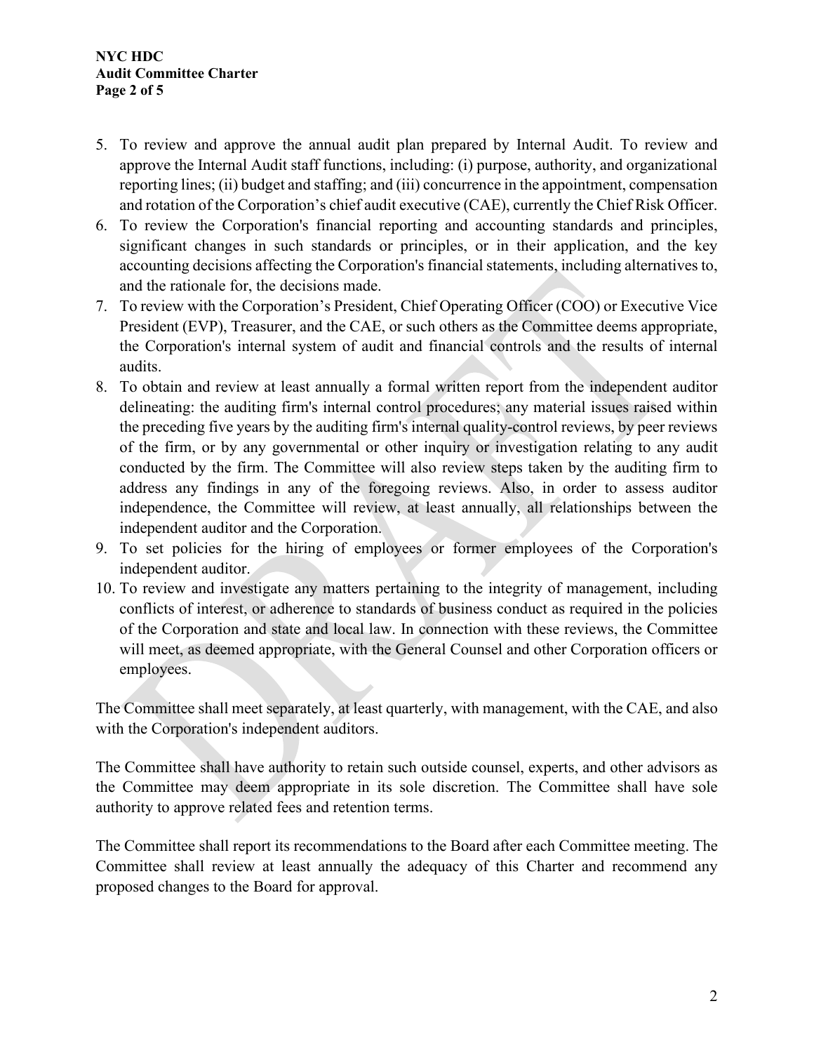5. To review and approve the annual audit plan prepared by Internal Audit. To review and approve the Internal Audit staff functions, including: (i) purpose, authority, and organizational reporting lines; (ii) budget and staffing; and (iii) concurrence in the appointment, compensation and rotation of the Corporation's chief audit executive (CAE), currently the Chief Risk Officer.
6. To review the Corporation's financial reporting and accounting standards and principles, significant changes in such standards or principles, or in their application, and the key accounting decisions affecting the Corporation's financial statements, including alternatives to, and the rationale for, the decisions made.
7. To review with the Corporation's President, Chief Operating Officer (COO) or Executive Vice President (EVP), Treasurer, and the CAE, or such others as the Committee deems appropriate, the Corporation's internal system of audit and financial controls and the results of internal audits.
8. To obtain and review at least annually a formal written report from the independent auditor delineating: the auditing firm's internal control procedures; any material issues raised within the preceding five years by the auditing firm's internal quality-control reviews, by peer reviews of the firm, or by any governmental or other inquiry or investigation relating to any audit conducted by the firm. The Committee will also review steps taken by the auditing firm to address any findings in any of the foregoing reviews. Also, in order to assess auditor independence, the Committee will review, at least annually, all relationships between the independent auditor and the Corporation.
9. To set policies for the hiring of employees or former employees of the Corporation's independent auditor.
10. To review and investigate any matters pertaining to the integrity of management, including conflicts of interest, or adherence to standards of business conduct as required in the policies of the Corporation and state and local law. In connection with these reviews, the Committee will meet, as deemed appropriate, with the General Counsel and other Corporation officers or employees.

The Committee shall meet separately, at least quarterly, with management, with the CAE, and also with the Corporation's independent auditors.

The Committee shall have authority to retain such outside counsel, experts, and other advisors as the Committee may deem appropriate in its sole discretion. The Committee shall have sole authority to approve related fees and retention terms.

The Committee shall report its recommendations to the Board after each Committee meeting. The Committee shall review at least annually the adequacy of this Charter and recommend any proposed changes to the Board for approval.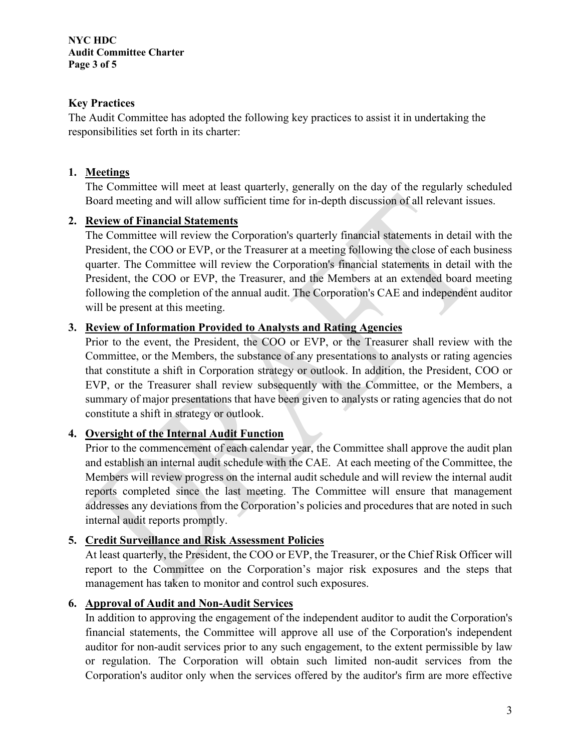## Key Practices

The Audit Committee has adopted the following key practices to assist it in undertaking the responsibilities set forth in its charter:

1. **Meetings**
   The Committee will meet at least quarterly, generally on the day of the regularly scheduled Board meeting and will allow sufficient time for in-depth discussion of all relevant issues.

2. **Review of Financial Statements**
   The Committee will review the Corporation's quarterly financial statements in detail with the President, the COO or EVP, or the Treasurer at a meeting following the close of each business quarter. The Committee will review the Corporation's financial statements in detail with the President, the COO or EVP, the Treasurer, and the Members at an extended board meeting following the completion of the annual audit. The Corporation's CAE and independent auditor will be present at this meeting.

3. **Review of Information Provided to Analysts and Rating Agencies**
   Prior to the event, the President, the COO or EVP, or the Treasurer shall review with the Committee, or the Members, the substance of any presentations to analysts or rating agencies that constitute a shift in Corporation strategy or outlook. In addition, the President, COO or EVP, or the Treasurer shall review subsequently with the Committee, or the Members, a summary of major presentations that have been given to analysts or rating agencies that do not constitute a shift in strategy or outlook.

4. **Oversight of the Internal Audit Function**
   Prior to the commencement of each calendar year, the Committee shall approve the audit plan and establish an internal audit schedule with the CAE. At each meeting of the Committee, the Members will review progress on the internal audit schedule and will review the internal audit reports completed since the last meeting. The Committee will ensure that management addresses any deviations from the Corporation's policies and procedures that are noted in such internal audit reports promptly.

5. **Credit Surveillance and Risk Assessment Policies**
   At least quarterly, the President, the COO or EVP, the Treasurer, or the Chief Risk Officer will report to the Committee on the Corporation's major risk exposures and the steps that management has taken to monitor and control such exposures.

6. **Approval of Audit and Non-Audit Services**
   In addition to approving the engagement of the independent auditor to audit the Corporation's financial statements, the Committee will approve all use of the Corporation's independent auditor for non-audit services prior to any such engagement, to the extent permissible by law or regulation. The Corporation will obtain such limited non-audit services from the Corporation's auditor only when the services offered by the auditor's firm are more effective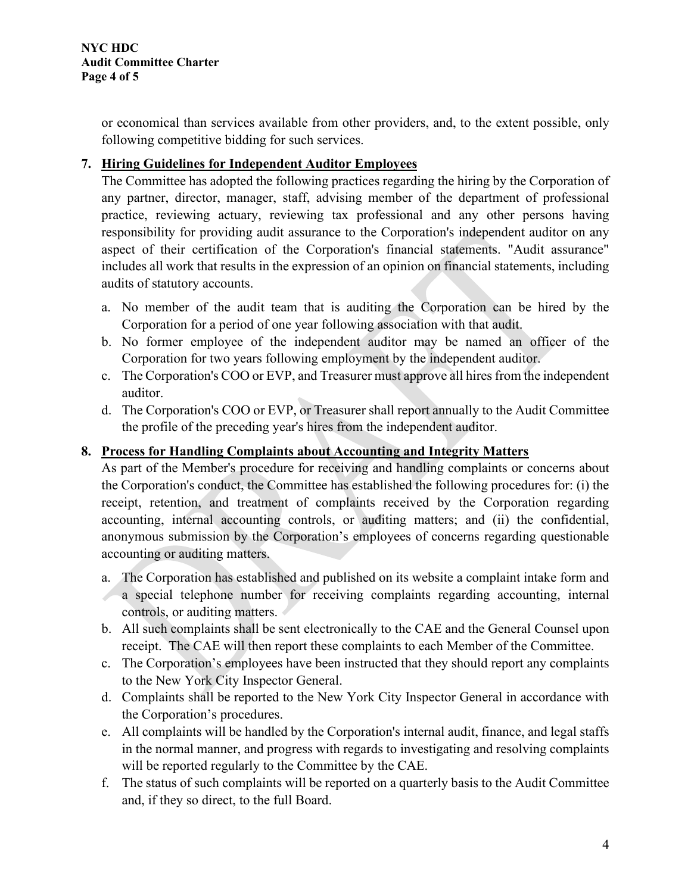or economical than services available from other providers, and, to the extent possible, only following competitive bidding for such services.

7. **Hiring Guidelines for Independent Auditor Employees**

The Committee has adopted the following practices regarding the hiring by the Corporation of any partner, director, manager, staff, advising member of the department of professional practice, reviewing actuary, reviewing tax professional and any other persons having responsibility for providing audit assurance to the Corporation's independent auditor on any aspect of their certification of the Corporation's financial statements. "Audit assurance" includes all work that results in the expression of an opinion on financial statements, including audits of statutory accounts.

   a. No member of the audit team that is auditing the Corporation can be hired by the Corporation for a period of one year following association with that audit.
   b. No former employee of the independent auditor may be named an officer of the Corporation for two years following employment by the independent auditor.
   c. The Corporation's COO or EVP, and Treasurer must approve all hires from the independent auditor.
   d. The Corporation's COO or EVP, or Treasurer shall report annually to the Audit Committee the profile of the preceding year's hires from the independent auditor.

8. **Process for Handling Complaints about Accounting and Integrity Matters**

As part of the Member's procedure for receiving and handling complaints or concerns about the Corporation's conduct, the Committee has established the following procedures for: (i) the receipt, retention, and treatment of complaints received by the Corporation regarding accounting, internal accounting controls, or auditing matters; and (ii) the confidential, anonymous submission by the Corporation's employees of concerns regarding questionable accounting or auditing matters.

   a. The Corporation has established and published on its website a complaint intake form and a special telephone number for receiving complaints regarding accounting, internal controls, or auditing matters.
   b. All such complaints shall be sent electronically to the CAE and the General Counsel upon receipt. The CAE will then report these complaints to each Member of the Committee.
   c. The Corporation's employees have been instructed that they should report any complaints to the New York City Inspector General.
   d. Complaints shall be reported to the New York City Inspector General in accordance with the Corporation's procedures.
   e. All complaints will be handled by the Corporation's internal audit, finance, and legal staffs in the normal manner, and progress with regards to investigating and resolving complaints will be reported regularly to the Committee by the CAE.
   f. The status of such complaints will be reported on a quarterly basis to the Audit Committee and, if they so direct, to the full Board.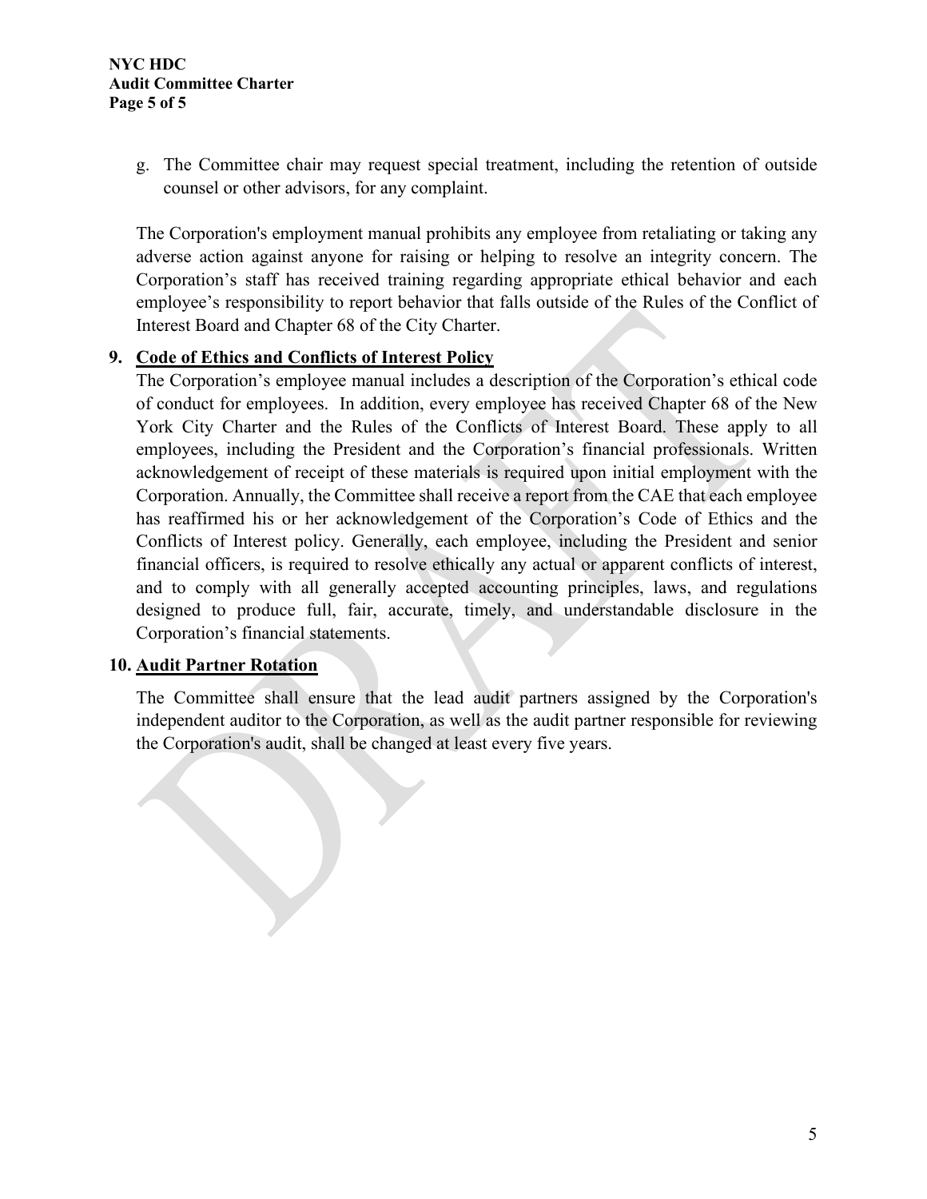g. The Committee chair may request special treatment, including the retention of outside counsel or other advisors, for any complaint.

The Corporation's employment manual prohibits any employee from retaliating or taking any adverse action against anyone for raising or helping to resolve an integrity concern. The Corporation's staff has received training regarding appropriate ethical behavior and each employee's responsibility to report behavior that falls outside of the Rules of the Conflict of Interest Board and Chapter 68 of the City Charter.

**9. <u>Code of Ethics and Conflicts of Interest Policy</u>**

The Corporation's employee manual includes a description of the Corporation's ethical code of conduct for employees. In addition, every employee has received Chapter 68 of the New York City Charter and the Rules of the Conflicts of Interest Board. These apply to all employees, including the President and the Corporation's financial professionals. Written acknowledgement of receipt of these materials is required upon initial employment with the Corporation. Annually, the Committee shall receive a report from the CAE that each employee has reaffirmed his or her acknowledgement of the Corporation's Code of Ethics and the Conflicts of Interest policy. Generally, each employee, including the President and senior financial officers, is required to resolve ethically any actual or apparent conflicts of interest, and to comply with all generally accepted accounting principles, laws, and regulations designed to produce full, fair, accurate, timely, and understandable disclosure in the Corporation's financial statements.

**10. <u>Audit Partner Rotation</u>**

The Committee shall ensure that the lead audit partners assigned by the Corporation's independent auditor to the Corporation, as well as the audit partner responsible for reviewing the Corporation's audit, shall be changed at least every five years.